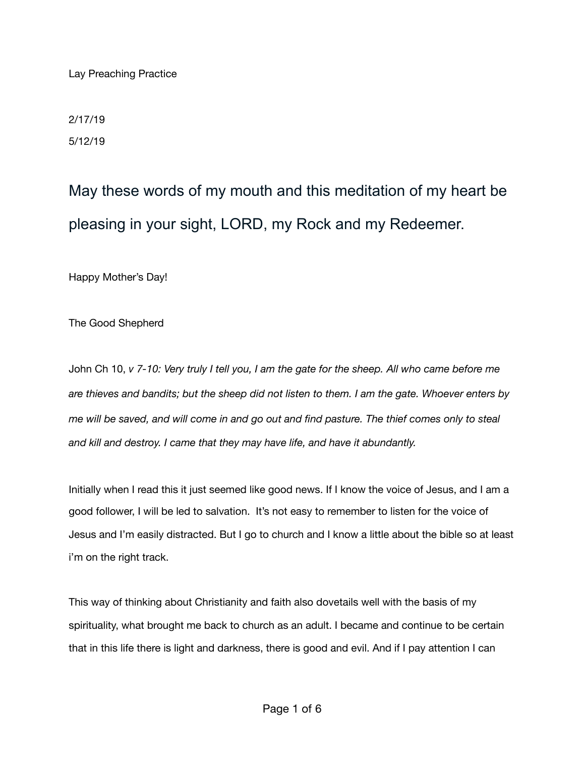Lay Preaching Practice

2/17/19

5/12/19

## May these words of my mouth and this meditation of my heart be pleasing in your sight, LORD, my Rock and my Redeemer.

Happy Mother's Day!

The Good Shepherd

John Ch 10, *v 7-10: Very truly I tell you, I am the gate for the sheep. All who came before me are thieves and bandits; but the sheep did not listen to them. I am the gate. Whoever enters by me will be saved, and will come in and go out and find pasture. The thief comes only to steal and kill and destroy. I came that they may have life, and have it abundantly.*

Initially when I read this it just seemed like good news. If I know the voice of Jesus, and I am a good follower, I will be led to salvation. It's not easy to remember to listen for the voice of Jesus and I'm easily distracted. But I go to church and I know a little about the bible so at least i'm on the right track.

This way of thinking about Christianity and faith also dovetails well with the basis of my spirituality, what brought me back to church as an adult. I became and continue to be certain that in this life there is light and darkness, there is good and evil. And if I pay attention I can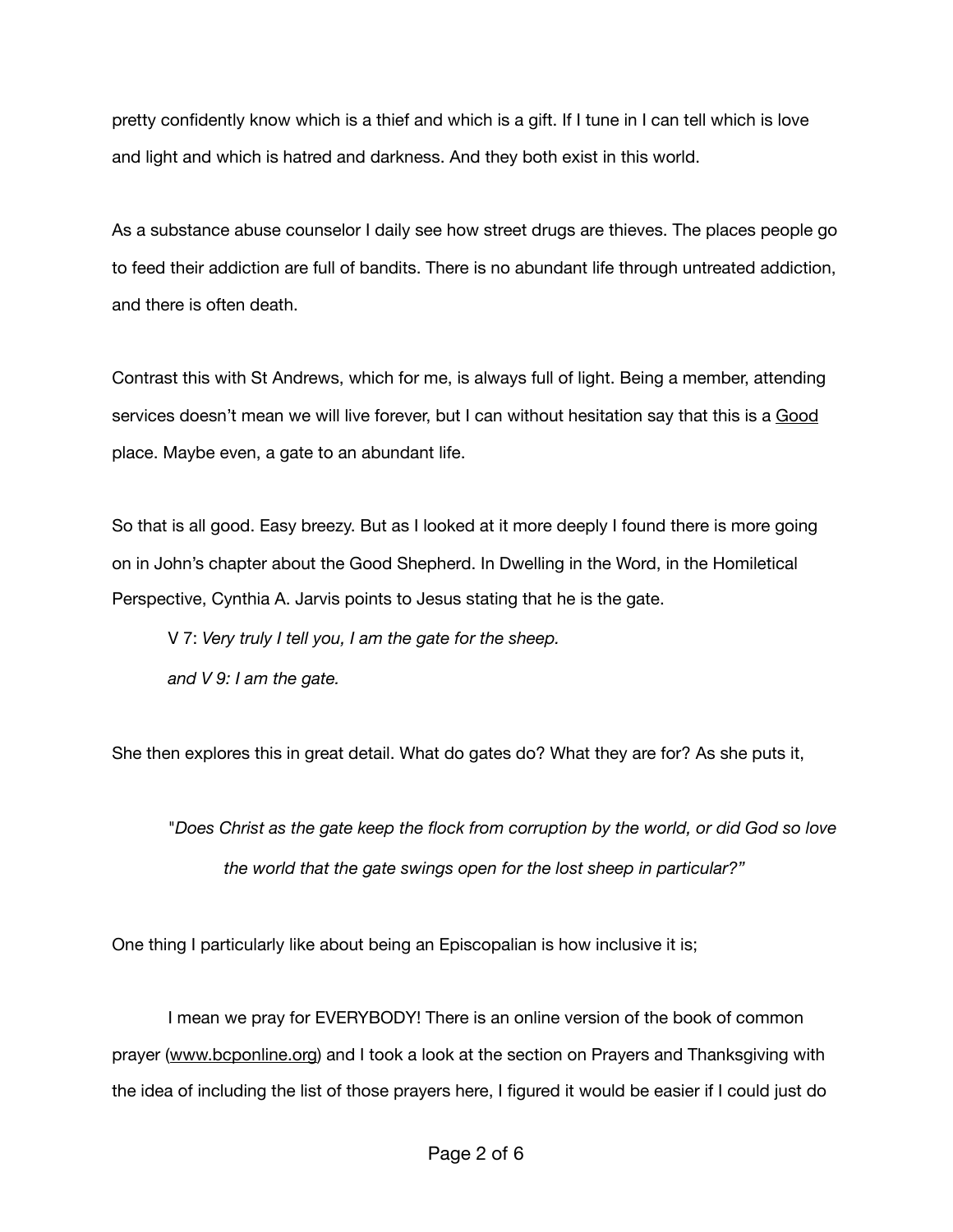pretty confidently know which is a thief and which is a gift. If I tune in I can tell which is love and light and which is hatred and darkness. And they both exist in this world.

As a substance abuse counselor I daily see how street drugs are thieves. The places people go to feed their addiction are full of bandits. There is no abundant life through untreated addiction, and there is often death.

Contrast this with St Andrews, which for me, is always full of light. Being a member, attending services doesn't mean we will live forever, but I can without hesitation say that this is a <u>Good</u> place. Maybe even, a gate to an abundant life.

So that is all good. Easy breezy. But as I looked at it more deeply I found there is more going on in John's chapter about the Good Shepherd. In Dwelling in the Word, in the Homiletical Perspective, Cynthia A. Jarvis points to Jesus stating that he is the gate.

> V 7: *Very truly I tell you, I am the gate for the sheep.*
>
> *and V 9: I am the gate.*

She then explores this in great detail. What do gates do? What they are for? As she puts it,

> "*Does Christ as the gate keep the flock from corruption by the world, or did God so love the world that the gate swings open for the lost sheep in particular?"*

One thing I particularly like about being an Episcopalian is how inclusive it is;

I mean we pray for EVERYBODY! There is an online version of the book of common prayer (www.bcponline.org) and I took a look at the section on Prayers and Thanksgiving with the idea of including the list of those prayers here, I figured it would be easier if I could just do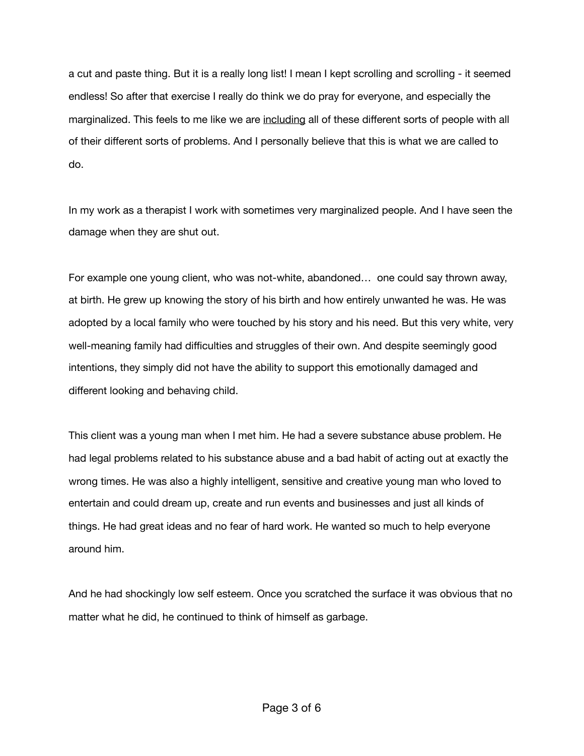a cut and paste thing. But it is a really long list! I mean I kept scrolling and scrolling - it seemed endless! So after that exercise I really do think we do pray for everyone, and especially the marginalized. This feels to me like we are <u>including</u> all of these different sorts of people with all of their different sorts of problems. And I personally believe that this is what we are called to do.

In my work as a therapist I work with sometimes very marginalized people. And I have seen the damage when they are shut out.

For example one young client, who was not-white, abandoned… one could say thrown away, at birth. He grew up knowing the story of his birth and how entirely unwanted he was. He was adopted by a local family who were touched by his story and his need. But this very white, very well-meaning family had difficulties and struggles of their own. And despite seemingly good intentions, they simply did not have the ability to support this emotionally damaged and different looking and behaving child.

This client was a young man when I met him. He had a severe substance abuse problem. He had legal problems related to his substance abuse and a bad habit of acting out at exactly the wrong times. He was also a highly intelligent, sensitive and creative young man who loved to entertain and could dream up, create and run events and businesses and just all kinds of things. He had great ideas and no fear of hard work. He wanted so much to help everyone around him.

And he had shockingly low self esteem. Once you scratched the surface it was obvious that no matter what he did, he continued to think of himself as garbage.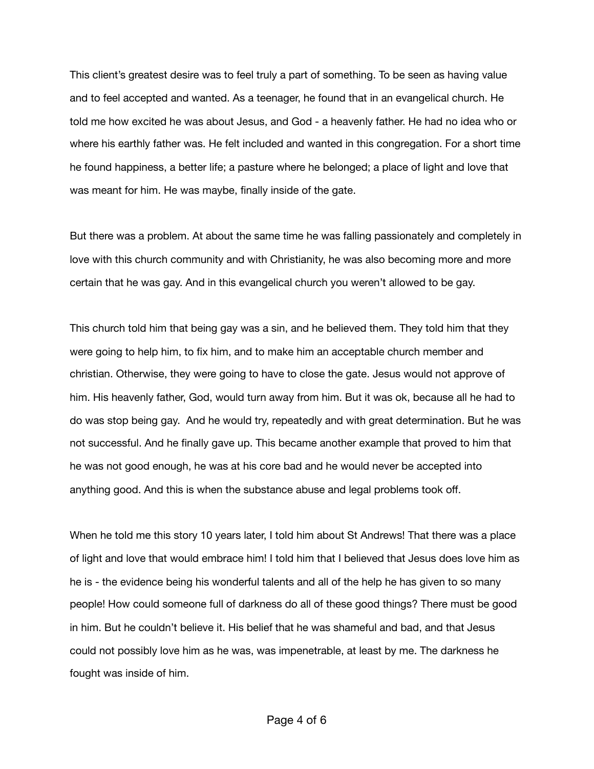This client's greatest desire was to feel truly a part of something. To be seen as having value and to feel accepted and wanted. As a teenager, he found that in an evangelical church. He told me how excited he was about Jesus, and God - a heavenly father. He had no idea who or where his earthly father was. He felt included and wanted in this congregation. For a short time he found happiness, a better life; a pasture where he belonged; a place of light and love that was meant for him. He was maybe, finally inside of the gate.

But there was a problem. At about the same time he was falling passionately and completely in love with this church community and with Christianity, he was also becoming more and more certain that he was gay. And in this evangelical church you weren't allowed to be gay.

This church told him that being gay was a sin, and he believed them. They told him that they were going to help him, to fix him, and to make him an acceptable church member and christian. Otherwise, they were going to have to close the gate. Jesus would not approve of him. His heavenly father, God, would turn away from him. But it was ok, because all he had to do was stop being gay. And he would try, repeatedly and with great determination. But he was not successful. And he finally gave up. This became another example that proved to him that he was not good enough, he was at his core bad and he would never be accepted into anything good. And this is when the substance abuse and legal problems took off.

When he told me this story 10 years later, I told him about St Andrews! That there was a place of light and love that would embrace him! I told him that I believed that Jesus does love him as he is - the evidence being his wonderful talents and all of the help he has given to so many people! How could someone full of darkness do all of these good things? There must be good in him. But he couldn't believe it. His belief that he was shameful and bad, and that Jesus could not possibly love him as he was, was impenetrable, at least by me. The darkness he fought was inside of him.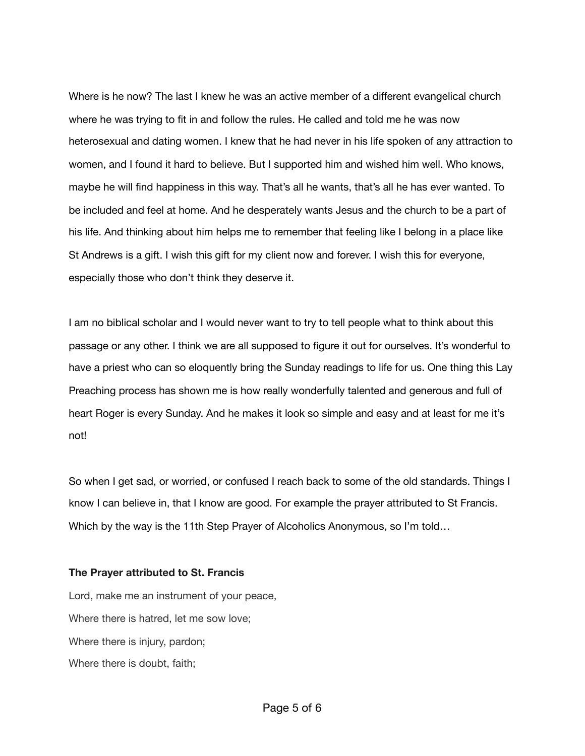Where is he now? The last I knew he was an active member of a different evangelical church where he was trying to fit in and follow the rules. He called and told me he was now heterosexual and dating women. I knew that he had never in his life spoken of any attraction to women, and I found it hard to believe. But I supported him and wished him well. Who knows, maybe he will find happiness in this way. That's all he wants, that's all he has ever wanted. To be included and feel at home. And he desperately wants Jesus and the church to be a part of his life. And thinking about him helps me to remember that feeling like I belong in a place like St Andrews is a gift. I wish this gift for my client now and forever. I wish this for everyone, especially those who don't think they deserve it.

I am no biblical scholar and I would never want to try to tell people what to think about this passage or any other. I think we are all supposed to figure it out for ourselves. It's wonderful to have a priest who can so eloquently bring the Sunday readings to life for us. One thing this Lay Preaching process has shown me is how really wonderfully talented and generous and full of heart Roger is every Sunday. And he makes it look so simple and easy and at least for me it's not!

So when I get sad, or worried, or confused I reach back to some of the old standards. Things I know I can believe in, that I know are good. For example the prayer attributed to St Francis. Which by the way is the 11th Step Prayer of Alcoholics Anonymous, so I'm told…

**The Prayer attributed to St. Francis**

Lord, make me an instrument of your peace,

Where there is hatred, let me sow love;

Where there is injury, pardon;

Where there is doubt, faith;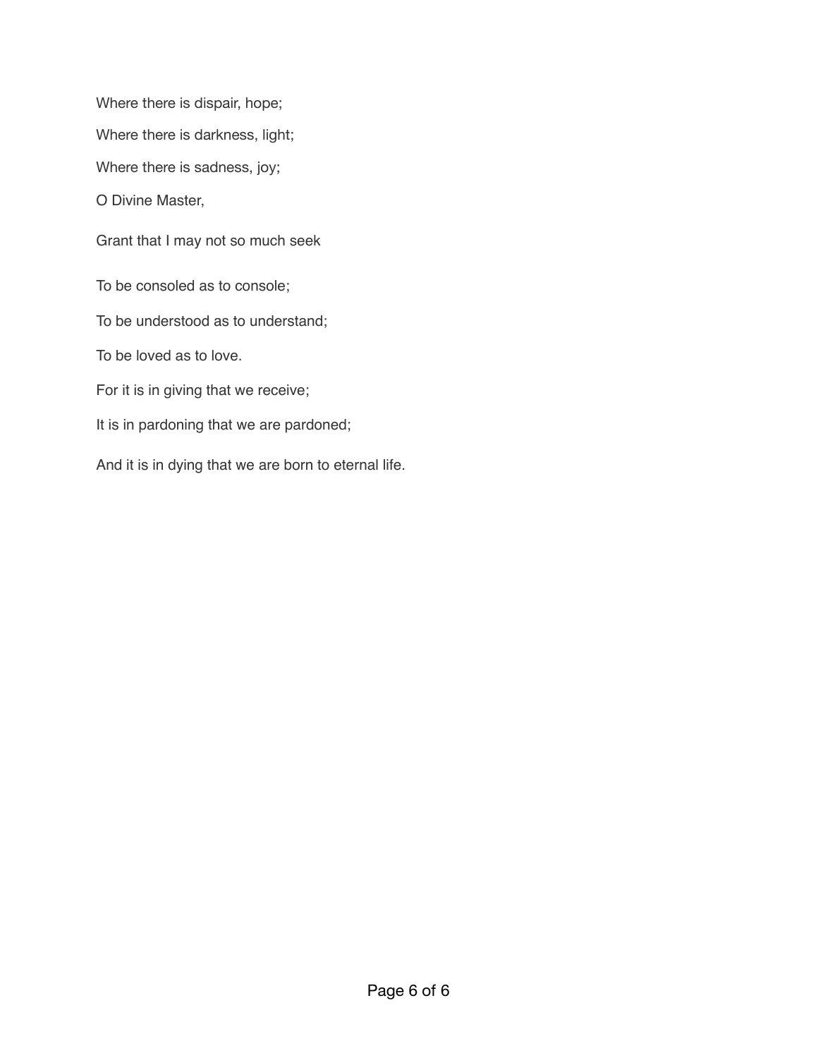Where there is dispair, hope;

Where there is darkness, light;

Where there is sadness, joy;

O Divine Master,

Grant that I may not so much seek

To be consoled as to console;

To be understood as to understand;

To be loved as to love.

For it is in giving that we receive;

It is in pardoning that we are pardoned;

And it is in dying that we are born to eternal life.